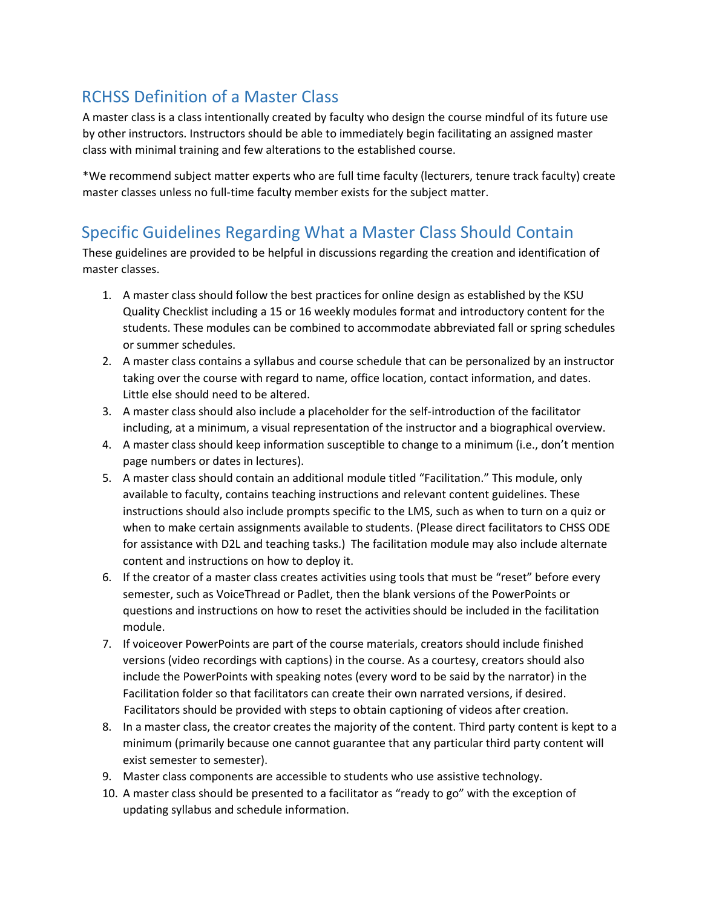## RCHSS Definition of a Master Class

A master class is a class intentionally created by faculty who design the course mindful of its future use by other instructors. Instructors should be able to immediately begin facilitating an assigned master class with minimal training and few alterations to the established course.

*We recommend subject matter experts who are full time faculty (lecturers, tenure track faculty) create master classes unless no full-time faculty member exists for the subject matter.

## Specific Guidelines Regarding What a Master Class Should Contain

These guidelines are provided to be helpful in discussions regarding the creation and identification of master classes.

1. A master class should follow the best practices for online design as established by the KSU Quality Checklist including a 15 or 16 weekly modules format and introductory content for the students. These modules can be combined to accommodate abbreviated fall or spring schedules or summer schedules.
2. A master class contains a syllabus and course schedule that can be personalized by an instructor taking over the course with regard to name, office location, contact information, and dates. Little else should need to be altered.
3. A master class should also include a placeholder for the self-introduction of the facilitator including, at a minimum, a visual representation of the instructor and a biographical overview.
4. A master class should keep information susceptible to change to a minimum (i.e., don't mention page numbers or dates in lectures).
5. A master class should contain an additional module titled "Facilitation." This module, only available to faculty, contains teaching instructions and relevant content guidelines. These instructions should also include prompts specific to the LMS, such as when to turn on a quiz or when to make certain assignments available to students. (Please direct facilitators to CHSS ODE for assistance with D2L and teaching tasks.) The facilitation module may also include alternate content and instructions on how to deploy it.
6. If the creator of a master class creates activities using tools that must be "reset" before every semester, such as VoiceThread or Padlet, then the blank versions of the PowerPoints or questions and instructions on how to reset the activities should be included in the facilitation module.
7. If voiceover PowerPoints are part of the course materials, creators should include finished versions (video recordings with captions) in the course. As a courtesy, creators should also include the PowerPoints with speaking notes (every word to be said by the narrator) in the Facilitation folder so that facilitators can create their own narrated versions, if desired. Facilitators should be provided with steps to obtain captioning of videos after creation.
8. In a master class, the creator creates the majority of the content. Third party content is kept to a minimum (primarily because one cannot guarantee that any particular third party content will exist semester to semester).
9. Master class components are accessible to students who use assistive technology.
10. A master class should be presented to a facilitator as "ready to go" with the exception of updating syllabus and schedule information.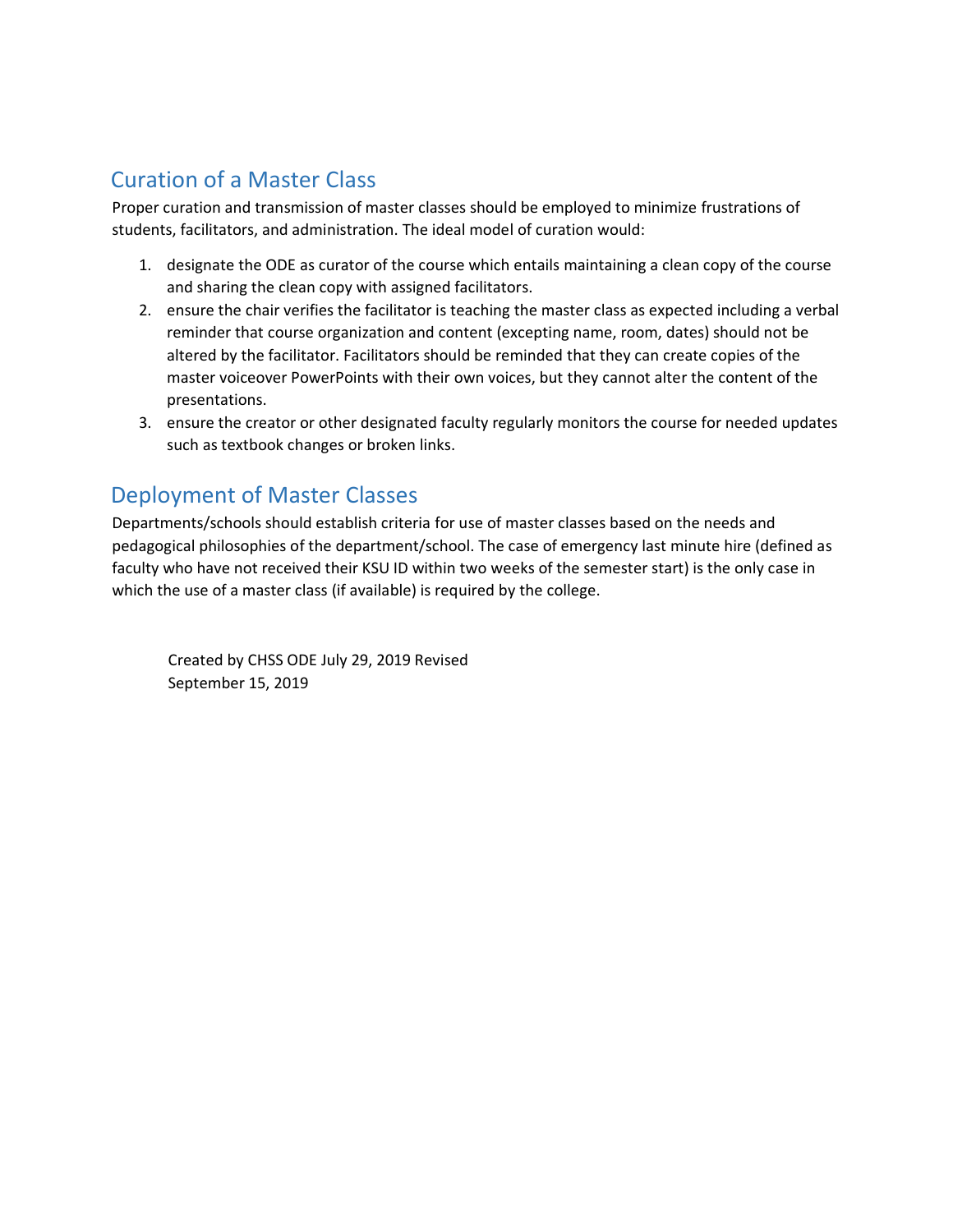## Curation of a Master Class

Proper curation and transmission of master classes should be employed to minimize frustrations of students, facilitators, and administration. The ideal model of curation would:

1. designate the ODE as curator of the course which entails maintaining a clean copy of the course and sharing the clean copy with assigned facilitators.
2. ensure the chair verifies the facilitator is teaching the master class as expected including a verbal reminder that course organization and content (excepting name, room, dates) should not be altered by the facilitator. Facilitators should be reminded that they can create copies of the master voiceover PowerPoints with their own voices, but they cannot alter the content of the presentations.
3. ensure the creator or other designated faculty regularly monitors the course for needed updates such as textbook changes or broken links.

## Deployment of Master Classes

Departments/schools should establish criteria for use of master classes based on the needs and pedagogical philosophies of the department/school. The case of emergency last minute hire (defined as faculty who have not received their KSU ID within two weeks of the semester start) is the only case in which the use of a master class (if available) is required by the college.

Created by CHSS ODE July 29, 2019 Revised September 15, 2019